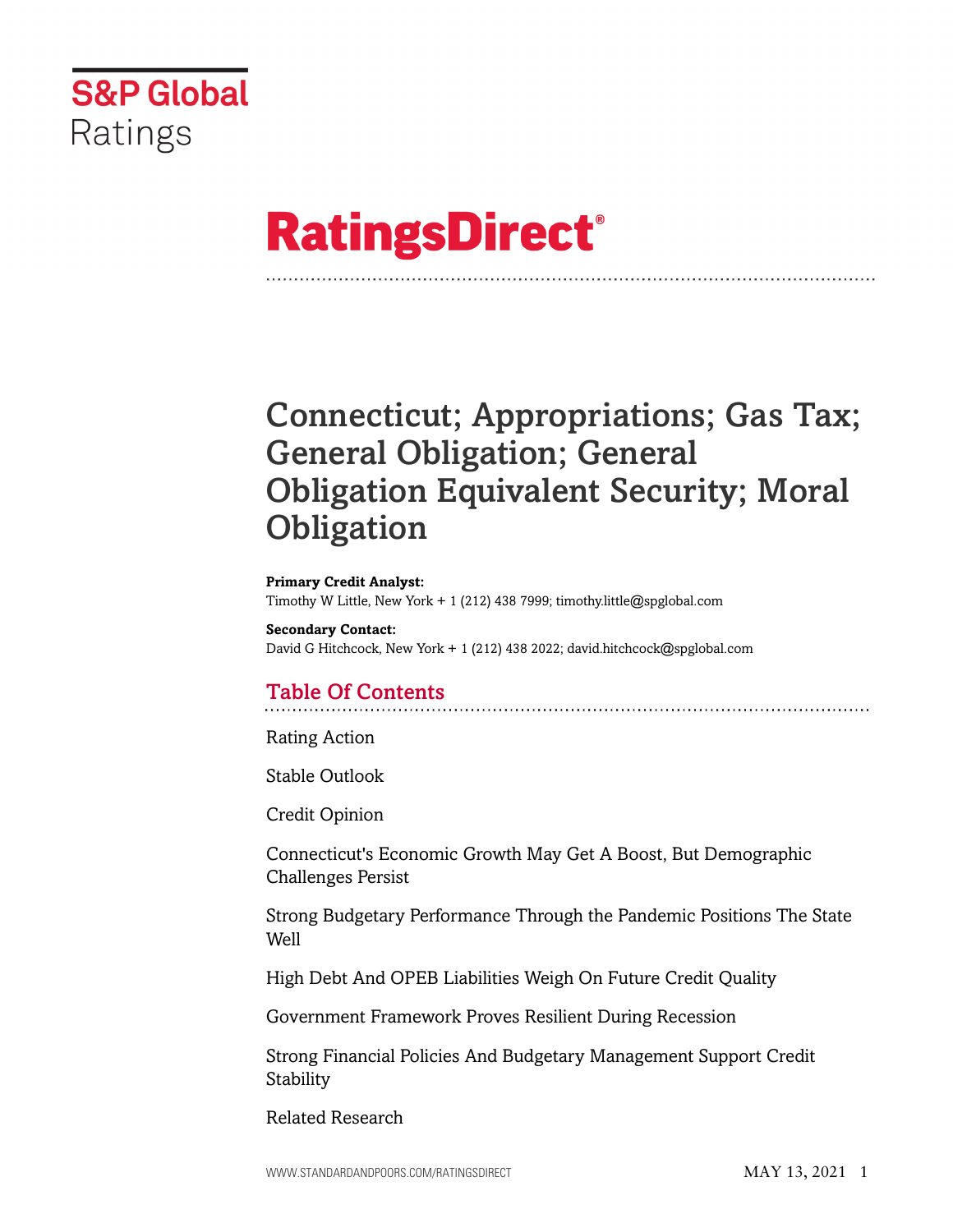S&P Global Ratings

# RatingsDirect®

# Connecticut; Appropriations; Gas Tax; General Obligation; General Obligation Equivalent Security; Moral Obligation

**Primary Credit Analyst:**
Timothy W Little, New York + 1 (212) 438 7999; timothy.little@spglobal.com

**Secondary Contact:**
David G Hitchcock, New York + 1 (212) 438 2022; david.hitchcock@spglobal.com

## Table Of Contents

Rating Action

Stable Outlook

Credit Opinion

Connecticut's Economic Growth May Get A Boost, But Demographic Challenges Persist

Strong Budgetary Performance Through the Pandemic Positions The State Well

High Debt And OPEB Liabilities Weigh On Future Credit Quality

Government Framework Proves Resilient During Recession

Strong Financial Policies And Budgetary Management Support Credit Stability

Related Research

MAY 13, 2021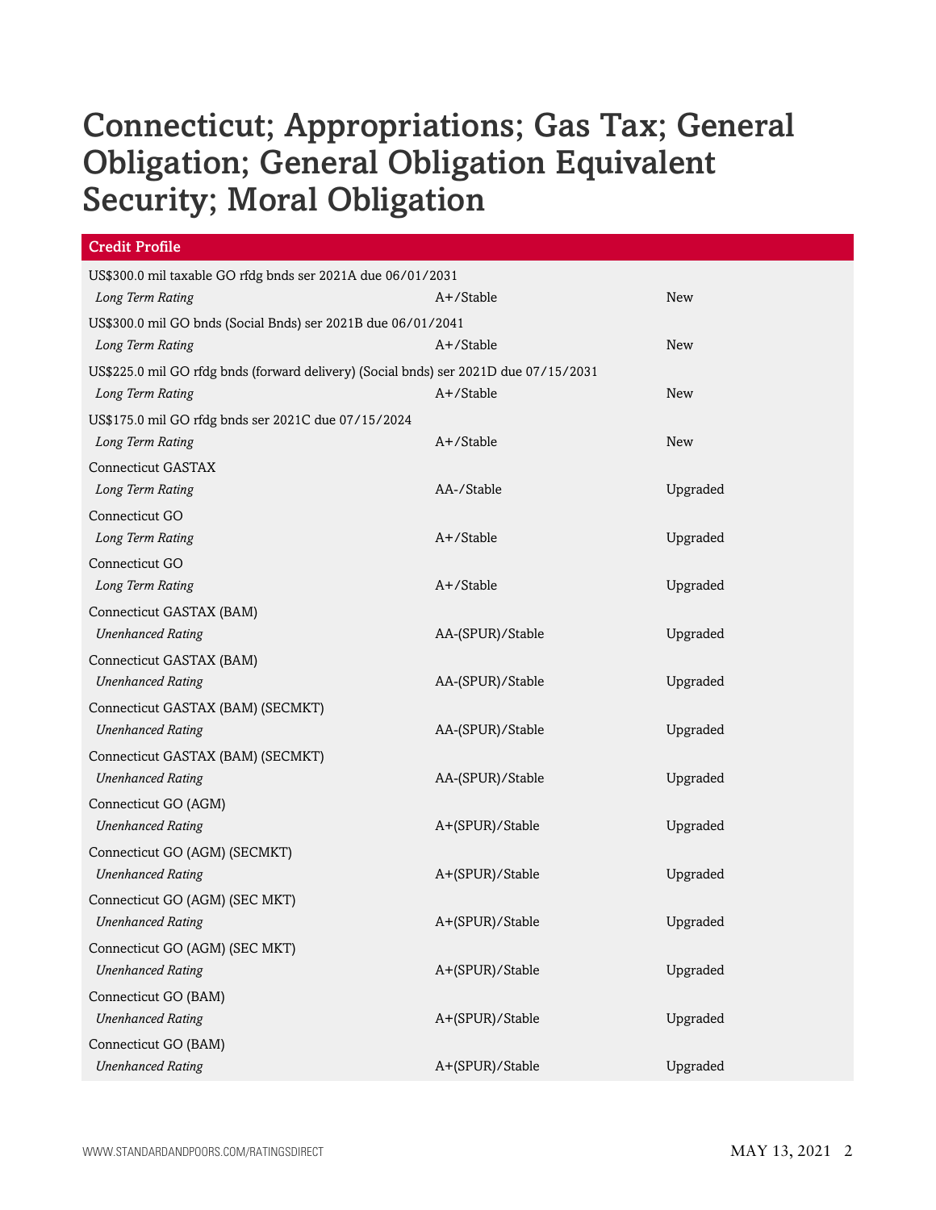# Connecticut; Appropriations; Gas Tax; General Obligation; General Obligation Equivalent Security; Moral Obligation

| Credit Profile | | |
|---|---|---|
| US$300.0 mil taxable GO rfdg bnds ser 2021A due 06/01/2031 | | |
| *Long Term Rating* | A+/Stable | New |
| US$300.0 mil GO bnds (Social Bnds) ser 2021B due 06/01/2041 | | |
| *Long Term Rating* | A+/Stable | New |
| US$225.0 mil GO rfdg bnds (forward delivery) (Social bnds) ser 2021D due 07/15/2031 | | |
| *Long Term Rating* | A+/Stable | New |
| US$175.0 mil GO rfdg bnds ser 2021C due 07/15/2024 | | |
| *Long Term Rating* | A+/Stable | New |
| Connecticut GASTAX | | |
| *Long Term Rating* | AA-/Stable | Upgraded |
| Connecticut GO | | |
| *Long Term Rating* | A+/Stable | Upgraded |
| Connecticut GO | | |
| *Long Term Rating* | A+/Stable | Upgraded |
| Connecticut GASTAX (BAM) | | |
| *Unenhanced Rating* | AA-(SPUR)/Stable | Upgraded |
| Connecticut GASTAX (BAM) | | |
| *Unenhanced Rating* | AA-(SPUR)/Stable | Upgraded |
| Connecticut GASTAX (BAM) (SECMKT) | | |
| *Unenhanced Rating* | AA-(SPUR)/Stable | Upgraded |
| Connecticut GASTAX (BAM) (SECMKT) | | |
| *Unenhanced Rating* | AA-(SPUR)/Stable | Upgraded |
| Connecticut GO (AGM) | | |
| *Unenhanced Rating* | A+(SPUR)/Stable | Upgraded |
| Connecticut GO (AGM) (SECMKT) | | |
| *Unenhanced Rating* | A+(SPUR)/Stable | Upgraded |
| Connecticut GO (AGM) (SEC MKT) | | |
| *Unenhanced Rating* | A+(SPUR)/Stable | Upgraded |
| Connecticut GO (AGM) (SEC MKT) | | |
| *Unenhanced Rating* | A+(SPUR)/Stable | Upgraded |
| Connecticut GO (BAM) | | |
| *Unenhanced Rating* | A+(SPUR)/Stable | Upgraded |
| Connecticut GO (BAM) | | |
| *Unenhanced Rating* | A+(SPUR)/Stable | Upgraded |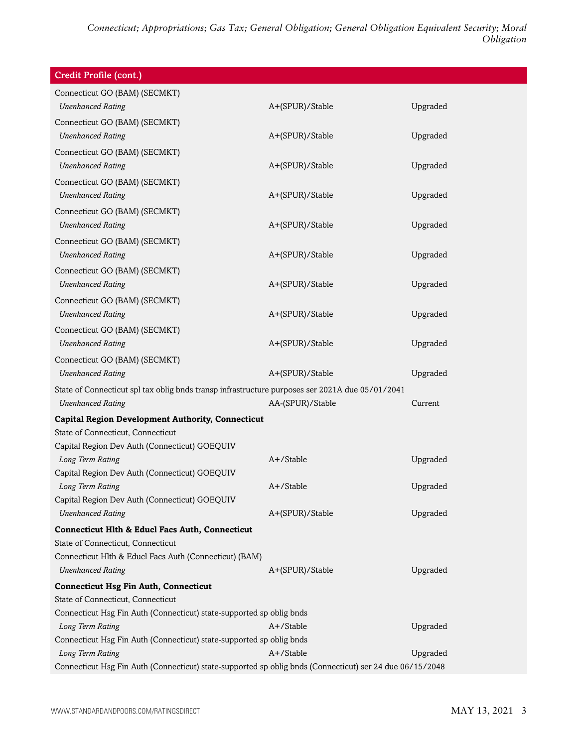| Credit Profile (cont.) | | |
|---|---|---|
| Connecticut GO (BAM) (SECMKT) | | |
| *Unenhanced Rating* | A+(SPUR)/Stable | Upgraded |
| Connecticut GO (BAM) (SECMKT) | | |
| *Unenhanced Rating* | A+(SPUR)/Stable | Upgraded |
| Connecticut GO (BAM) (SECMKT) | | |
| *Unenhanced Rating* | A+(SPUR)/Stable | Upgraded |
| Connecticut GO (BAM) (SECMKT) | | |
| *Unenhanced Rating* | A+(SPUR)/Stable | Upgraded |
| Connecticut GO (BAM) (SECMKT) | | |
| *Unenhanced Rating* | A+(SPUR)/Stable | Upgraded |
| Connecticut GO (BAM) (SECMKT) | | |
| *Unenhanced Rating* | A+(SPUR)/Stable | Upgraded |
| Connecticut GO (BAM) (SECMKT) | | |
| *Unenhanced Rating* | A+(SPUR)/Stable | Upgraded |
| Connecticut GO (BAM) (SECMKT) | | |
| *Unenhanced Rating* | A+(SPUR)/Stable | Upgraded |
| Connecticut GO (BAM) (SECMKT) | | |
| *Unenhanced Rating* | A+(SPUR)/Stable | Upgraded |
| Connecticut GO (BAM) (SECMKT) | | |
| *Unenhanced Rating* | A+(SPUR)/Stable | Upgraded |
| State of Connecticut spl tax oblig bnds transp infrastructure purposes ser 2021A due 05/01/2041 | | |
| *Unenhanced Rating* | AA-(SPUR)/Stable | Current |
| **Capital Region Development Authority, Connecticut** | | |
| State of Connecticut, Connecticut | | |
| Capital Region Dev Auth (Connecticut) GOEQUIV | | |
| *Long Term Rating* | A+/Stable | Upgraded |
| Capital Region Dev Auth (Connecticut) GOEQUIV | | |
| *Long Term Rating* | A+/Stable | Upgraded |
| Capital Region Dev Auth (Connecticut) GOEQUIV | | |
| *Unenhanced Rating* | A+(SPUR)/Stable | Upgraded |
| **Connecticut Hlth & Educl Facs Auth, Connecticut** | | |
| State of Connecticut, Connecticut | | |
| Connecticut Hlth & Educl Facs Auth (Connecticut) (BAM) | | |
| *Unenhanced Rating* | A+(SPUR)/Stable | Upgraded |
| **Connecticut Hsg Fin Auth, Connecticut** | | |
| State of Connecticut, Connecticut | | |
| Connecticut Hsg Fin Auth (Connecticut) state-supported sp oblig bnds | | |
| *Long Term Rating* | A+/Stable | Upgraded |
| Connecticut Hsg Fin Auth (Connecticut) state-supported sp oblig bnds | | |
| *Long Term Rating* | A+/Stable | Upgraded |
| Connecticut Hsg Fin Auth (Connecticut) state-supported sp oblig bnds (Connecticut) ser 24 due 06/15/2048 | | |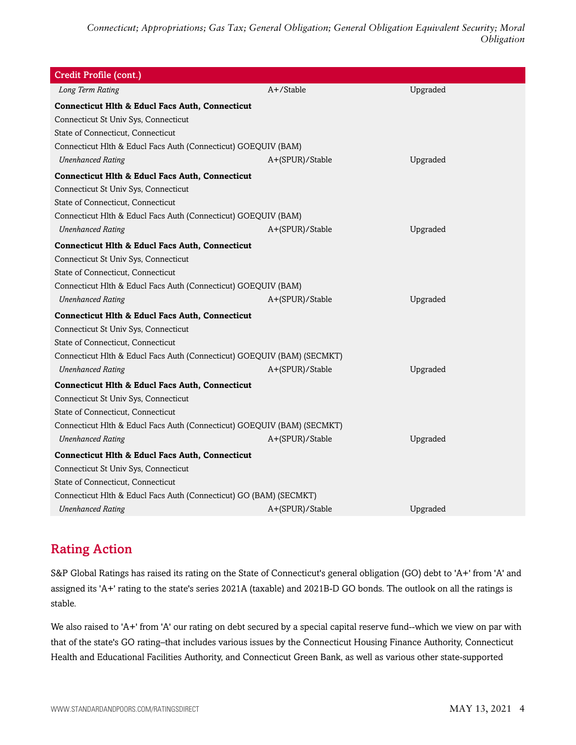| Credit Profile (cont.) | | |
|---|---|---|
| *Long Term Rating* | A+/Stable | Upgraded |
| **Connecticut Hlth & Educl Facs Auth, Connecticut** | | |
| Connecticut St Univ Sys, Connecticut | | |
| State of Connecticut, Connecticut | | |
| Connecticut Hlth & Educl Facs Auth (Connecticut) GOEQUIV (BAM) | | |
| *Unenhanced Rating* | A+(SPUR)/Stable | Upgraded |
| **Connecticut Hlth & Educl Facs Auth, Connecticut** | | |
| Connecticut St Univ Sys, Connecticut | | |
| State of Connecticut, Connecticut | | |
| Connecticut Hlth & Educl Facs Auth (Connecticut) GOEQUIV (BAM) | | |
| *Unenhanced Rating* | A+(SPUR)/Stable | Upgraded |
| **Connecticut Hlth & Educl Facs Auth, Connecticut** | | |
| Connecticut St Univ Sys, Connecticut | | |
| State of Connecticut, Connecticut | | |
| Connecticut Hlth & Educl Facs Auth (Connecticut) GOEQUIV (BAM) | | |
| *Unenhanced Rating* | A+(SPUR)/Stable | Upgraded |
| **Connecticut Hlth & Educl Facs Auth, Connecticut** | | |
| Connecticut St Univ Sys, Connecticut | | |
| State of Connecticut, Connecticut | | |
| Connecticut Hlth & Educl Facs Auth (Connecticut) GOEQUIV (BAM) (SECMKT) | | |
| *Unenhanced Rating* | A+(SPUR)/Stable | Upgraded |
| **Connecticut Hlth & Educl Facs Auth, Connecticut** | | |
| Connecticut St Univ Sys, Connecticut | | |
| State of Connecticut, Connecticut | | |
| Connecticut Hlth & Educl Facs Auth (Connecticut) GOEQUIV (BAM) (SECMKT) | | |
| *Unenhanced Rating* | A+(SPUR)/Stable | Upgraded |
| **Connecticut Hlth & Educl Facs Auth, Connecticut** | | |
| Connecticut St Univ Sys, Connecticut | | |
| State of Connecticut, Connecticut | | |
| Connecticut Hlth & Educl Facs Auth (Connecticut) GO (BAM) (SECMKT) | | |
| *Unenhanced Rating* | A+(SPUR)/Stable | Upgraded |

## Rating Action

S&P Global Ratings has raised its rating on the State of Connecticut's general obligation (GO) debt to 'A+' from 'A' and assigned its 'A+' rating to the state's series 2021A (taxable) and 2021B-D GO bonds. The outlook on all the ratings is stable.

We also raised to 'A+' from 'A' our rating on debt secured by a special capital reserve fund--which we view on par with that of the state's GO rating–that includes various issues by the Connecticut Housing Finance Authority, Connecticut Health and Educational Facilities Authority, and Connecticut Green Bank, as well as various other state-supported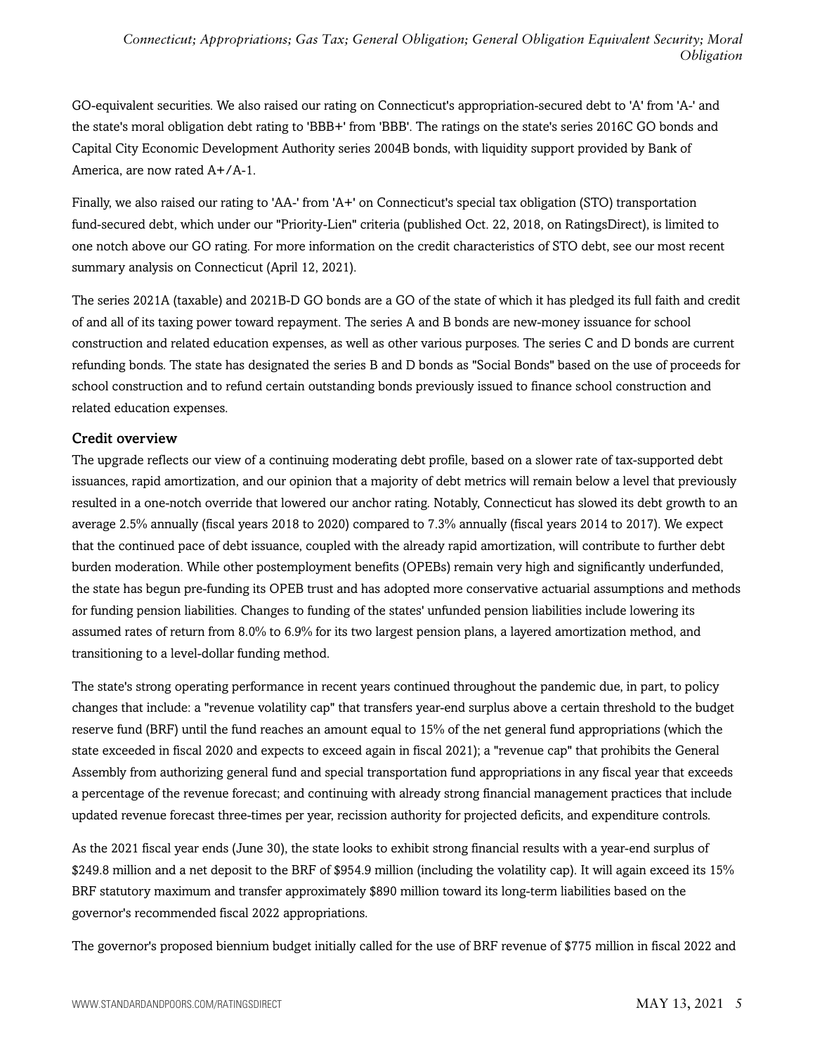GO-equivalent securities. We also raised our rating on Connecticut's appropriation-secured debt to 'A' from 'A-' and the state's moral obligation debt rating to 'BBB+' from 'BBB'. The ratings on the state's series 2016C GO bonds and Capital City Economic Development Authority series 2004B bonds, with liquidity support provided by Bank of America, are now rated A+/A-1.

Finally, we also raised our rating to 'AA-' from 'A+' on Connecticut's special tax obligation (STO) transportation fund-secured debt, which under our "Priority-Lien" criteria (published Oct. 22, 2018, on RatingsDirect), is limited to one notch above our GO rating. For more information on the credit characteristics of STO debt, see our most recent summary analysis on Connecticut (April 12, 2021).

The series 2021A (taxable) and 2021B-D GO bonds are a GO of the state of which it has pledged its full faith and credit of and all of its taxing power toward repayment. The series A and B bonds are new-money issuance for school construction and related education expenses, as well as other various purposes. The series C and D bonds are current refunding bonds. The state has designated the series B and D bonds as "Social Bonds" based on the use of proceeds for school construction and to refund certain outstanding bonds previously issued to finance school construction and related education expenses.

### Credit overview

The upgrade reflects our view of a continuing moderating debt profile, based on a slower rate of tax-supported debt issuances, rapid amortization, and our opinion that a majority of debt metrics will remain below a level that previously resulted in a one-notch override that lowered our anchor rating. Notably, Connecticut has slowed its debt growth to an average 2.5% annually (fiscal years 2018 to 2020) compared to 7.3% annually (fiscal years 2014 to 2017). We expect that the continued pace of debt issuance, coupled with the already rapid amortization, will contribute to further debt burden moderation. While other postemployment benefits (OPEBs) remain very high and significantly underfunded, the state has begun pre-funding its OPEB trust and has adopted more conservative actuarial assumptions and methods for funding pension liabilities. Changes to funding of the states' unfunded pension liabilities include lowering its assumed rates of return from 8.0% to 6.9% for its two largest pension plans, a layered amortization method, and transitioning to a level-dollar funding method.

The state's strong operating performance in recent years continued throughout the pandemic due, in part, to policy changes that include: a "revenue volatility cap" that transfers year-end surplus above a certain threshold to the budget reserve fund (BRF) until the fund reaches an amount equal to 15% of the net general fund appropriations (which the state exceeded in fiscal 2020 and expects to exceed again in fiscal 2021); a "revenue cap" that prohibits the General Assembly from authorizing general fund and special transportation fund appropriations in any fiscal year that exceeds a percentage of the revenue forecast; and continuing with already strong financial management practices that include updated revenue forecast three-times per year, recission authority for projected deficits, and expenditure controls.

As the 2021 fiscal year ends (June 30), the state looks to exhibit strong financial results with a year-end surplus of $249.8 million and a net deposit to the BRF of $954.9 million (including the volatility cap). It will again exceed its 15% BRF statutory maximum and transfer approximately $890 million toward its long-term liabilities based on the governor's recommended fiscal 2022 appropriations.

The governor's proposed biennium budget initially called for the use of BRF revenue of $775 million in fiscal 2022 and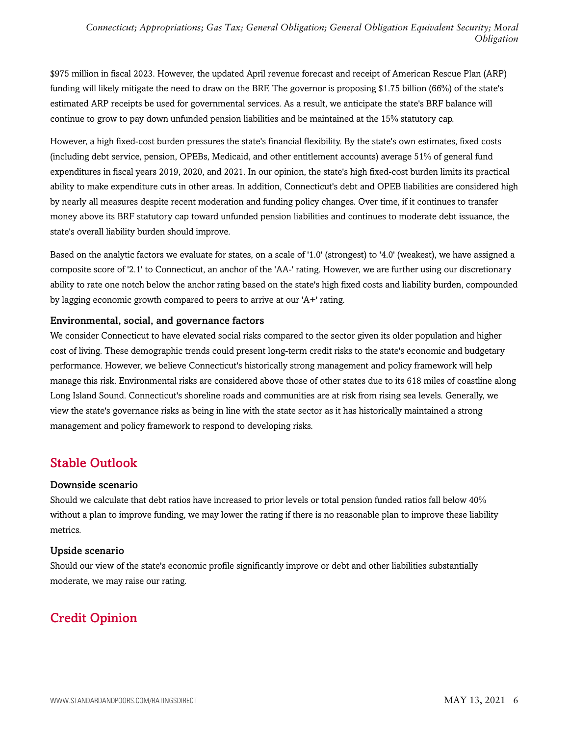$975 million in fiscal 2023. However, the updated April revenue forecast and receipt of American Rescue Plan (ARP) funding will likely mitigate the need to draw on the BRF. The governor is proposing $1.75 billion (66%) of the state's estimated ARP receipts be used for governmental services. As a result, we anticipate the state's BRF balance will continue to grow to pay down unfunded pension liabilities and be maintained at the 15% statutory cap.

However, a high fixed-cost burden pressures the state's financial flexibility. By the state's own estimates, fixed costs (including debt service, pension, OPEBs, Medicaid, and other entitlement accounts) average 51% of general fund expenditures in fiscal years 2019, 2020, and 2021. In our opinion, the state's high fixed-cost burden limits its practical ability to make expenditure cuts in other areas. In addition, Connecticut's debt and OPEB liabilities are considered high by nearly all measures despite recent moderation and funding policy changes. Over time, if it continues to transfer money above its BRF statutory cap toward unfunded pension liabilities and continues to moderate debt issuance, the state's overall liability burden should improve.

Based on the analytic factors we evaluate for states, on a scale of '1.0' (strongest) to '4.0' (weakest), we have assigned a composite score of '2.1' to Connecticut, an anchor of the 'AA-' rating. However, we are further using our discretionary ability to rate one notch below the anchor rating based on the state's high fixed costs and liability burden, compounded by lagging economic growth compared to peers to arrive at our 'A+' rating.

### Environmental, social, and governance factors

We consider Connecticut to have elevated social risks compared to the sector given its older population and higher cost of living. These demographic trends could present long-term credit risks to the state's economic and budgetary performance. However, we believe Connecticut's historically strong management and policy framework will help manage this risk. Environmental risks are considered above those of other states due to its 618 miles of coastline along Long Island Sound. Connecticut's shoreline roads and communities are at risk from rising sea levels. Generally, we view the state's governance risks as being in line with the state sector as it has historically maintained a strong management and policy framework to respond to developing risks.

## Stable Outlook

### Downside scenario

Should we calculate that debt ratios have increased to prior levels or total pension funded ratios fall below 40% without a plan to improve funding, we may lower the rating if there is no reasonable plan to improve these liability metrics.

### Upside scenario

Should our view of the state's economic profile significantly improve or debt and other liabilities substantially moderate, we may raise our rating.

## Credit Opinion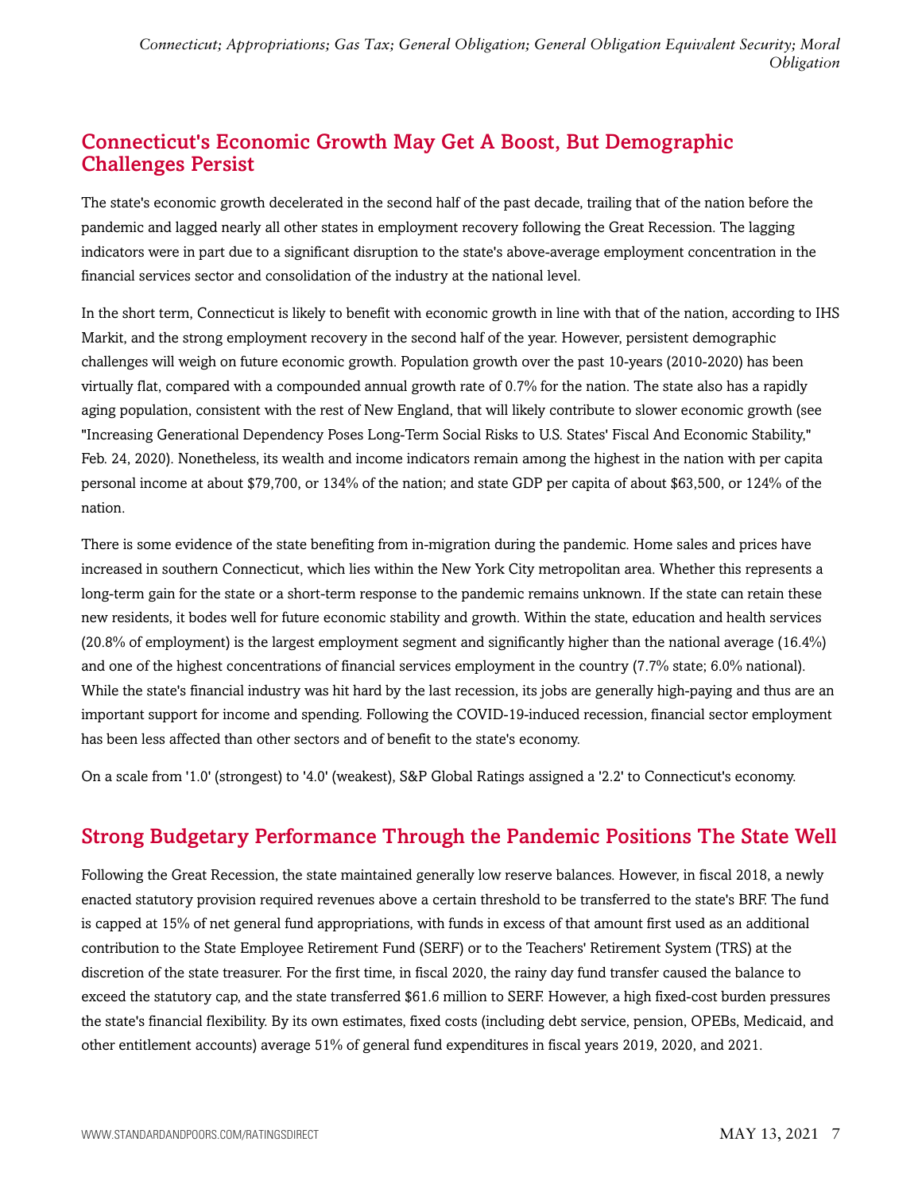## Connecticut's Economic Growth May Get A Boost, But Demographic Challenges Persist

The state's economic growth decelerated in the second half of the past decade, trailing that of the nation before the pandemic and lagged nearly all other states in employment recovery following the Great Recession. The lagging indicators were in part due to a significant disruption to the state's above-average employment concentration in the financial services sector and consolidation of the industry at the national level.

In the short term, Connecticut is likely to benefit with economic growth in line with that of the nation, according to IHS Markit, and the strong employment recovery in the second half of the year. However, persistent demographic challenges will weigh on future economic growth. Population growth over the past 10-years (2010-2020) has been virtually flat, compared with a compounded annual growth rate of 0.7% for the nation. The state also has a rapidly aging population, consistent with the rest of New England, that will likely contribute to slower economic growth (see "Increasing Generational Dependency Poses Long-Term Social Risks to U.S. States' Fiscal And Economic Stability," Feb. 24, 2020). Nonetheless, its wealth and income indicators remain among the highest in the nation with per capita personal income at about $79,700, or 134% of the nation; and state GDP per capita of about $63,500, or 124% of the nation.

There is some evidence of the state benefiting from in-migration during the pandemic. Home sales and prices have increased in southern Connecticut, which lies within the New York City metropolitan area. Whether this represents a long-term gain for the state or a short-term response to the pandemic remains unknown. If the state can retain these new residents, it bodes well for future economic stability and growth. Within the state, education and health services (20.8% of employment) is the largest employment segment and significantly higher than the national average (16.4%) and one of the highest concentrations of financial services employment in the country (7.7% state; 6.0% national). While the state's financial industry was hit hard by the last recession, its jobs are generally high-paying and thus are an important support for income and spending. Following the COVID-19-induced recession, financial sector employment has been less affected than other sectors and of benefit to the state's economy.

On a scale from '1.0' (strongest) to '4.0' (weakest), S&P Global Ratings assigned a '2.2' to Connecticut's economy.

## Strong Budgetary Performance Through the Pandemic Positions The State Well

Following the Great Recession, the state maintained generally low reserve balances. However, in fiscal 2018, a newly enacted statutory provision required revenues above a certain threshold to be transferred to the state's BRF. The fund is capped at 15% of net general fund appropriations, with funds in excess of that amount first used as an additional contribution to the State Employee Retirement Fund (SERF) or to the Teachers' Retirement System (TRS) at the discretion of the state treasurer. For the first time, in fiscal 2020, the rainy day fund transfer caused the balance to exceed the statutory cap, and the state transferred $61.6 million to SERF. However, a high fixed-cost burden pressures the state's financial flexibility. By its own estimates, fixed costs (including debt service, pension, OPEBs, Medicaid, and other entitlement accounts) average 51% of general fund expenditures in fiscal years 2019, 2020, and 2021.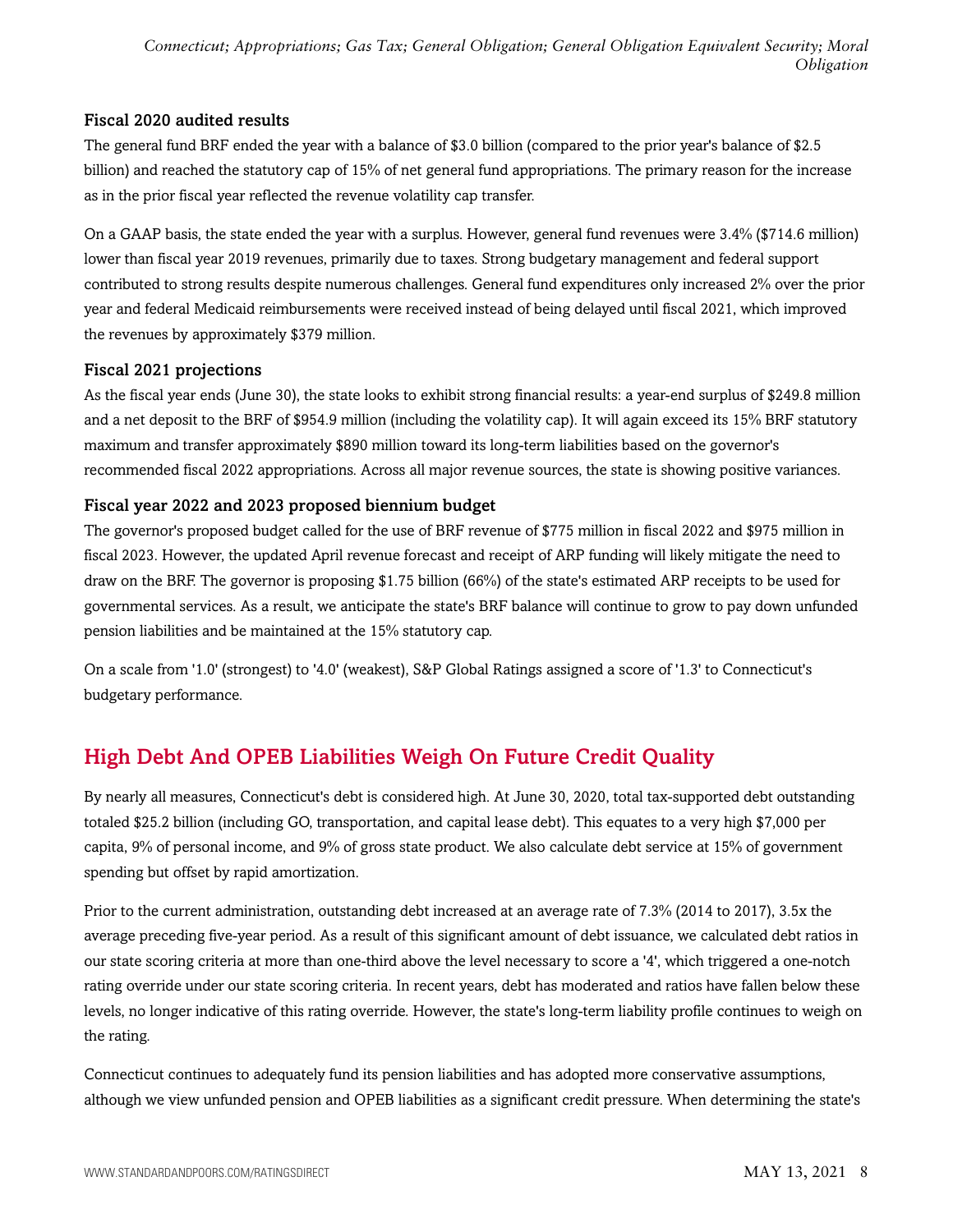### Fiscal 2020 audited results

The general fund BRF ended the year with a balance of $3.0 billion (compared to the prior year's balance of $2.5 billion) and reached the statutory cap of 15% of net general fund appropriations. The primary reason for the increase as in the prior fiscal year reflected the revenue volatility cap transfer.

On a GAAP basis, the state ended the year with a surplus. However, general fund revenues were 3.4% ($714.6 million) lower than fiscal year 2019 revenues, primarily due to taxes. Strong budgetary management and federal support contributed to strong results despite numerous challenges. General fund expenditures only increased 2% over the prior year and federal Medicaid reimbursements were received instead of being delayed until fiscal 2021, which improved the revenues by approximately $379 million.

### Fiscal 2021 projections

As the fiscal year ends (June 30), the state looks to exhibit strong financial results: a year-end surplus of $249.8 million and a net deposit to the BRF of $954.9 million (including the volatility cap). It will again exceed its 15% BRF statutory maximum and transfer approximately $890 million toward its long-term liabilities based on the governor's recommended fiscal 2022 appropriations. Across all major revenue sources, the state is showing positive variances.

### Fiscal year 2022 and 2023 proposed biennium budget

The governor's proposed budget called for the use of BRF revenue of $775 million in fiscal 2022 and $975 million in fiscal 2023. However, the updated April revenue forecast and receipt of ARP funding will likely mitigate the need to draw on the BRF. The governor is proposing $1.75 billion (66%) of the state's estimated ARP receipts to be used for governmental services. As a result, we anticipate the state's BRF balance will continue to grow to pay down unfunded pension liabilities and be maintained at the 15% statutory cap.

On a scale from '1.0' (strongest) to '4.0' (weakest), S&P Global Ratings assigned a score of '1.3' to Connecticut's budgetary performance.

## High Debt And OPEB Liabilities Weigh On Future Credit Quality

By nearly all measures, Connecticut's debt is considered high. At June 30, 2020, total tax-supported debt outstanding totaled $25.2 billion (including GO, transportation, and capital lease debt). This equates to a very high $7,000 per capita, 9% of personal income, and 9% of gross state product. We also calculate debt service at 15% of government spending but offset by rapid amortization.

Prior to the current administration, outstanding debt increased at an average rate of 7.3% (2014 to 2017), 3.5x the average preceding five-year period. As a result of this significant amount of debt issuance, we calculated debt ratios in our state scoring criteria at more than one-third above the level necessary to score a '4', which triggered a one-notch rating override under our state scoring criteria. In recent years, debt has moderated and ratios have fallen below these levels, no longer indicative of this rating override. However, the state's long-term liability profile continues to weigh on the rating.

Connecticut continues to adequately fund its pension liabilities and has adopted more conservative assumptions, although we view unfunded pension and OPEB liabilities as a significant credit pressure. When determining the state's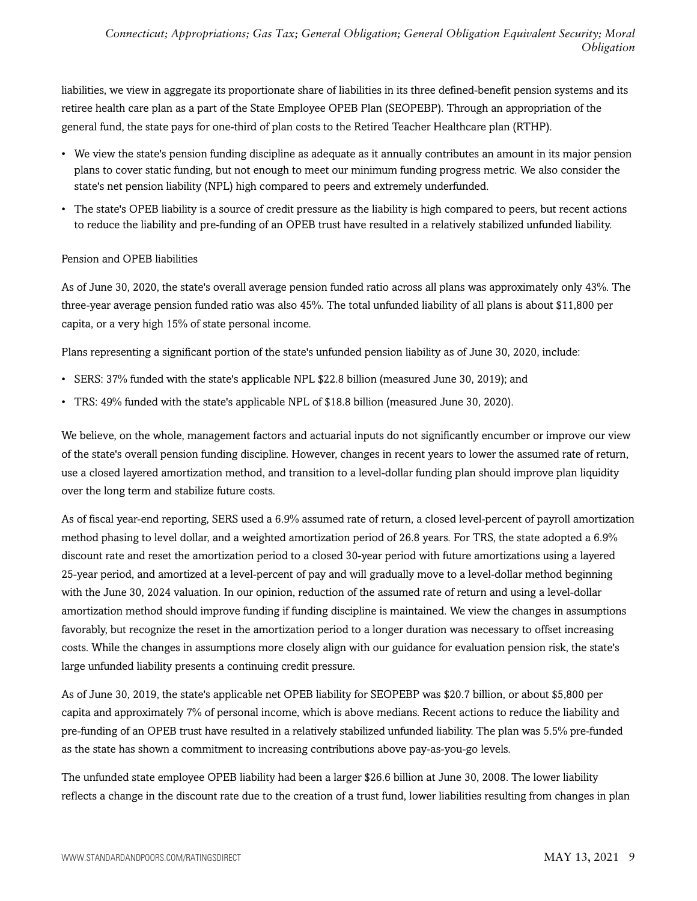liabilities, we view in aggregate its proportionate share of liabilities in its three defined-benefit pension systems and its retiree health care plan as a part of the State Employee OPEB Plan (SEOPEBP). Through an appropriation of the general fund, the state pays for one-third of plan costs to the Retired Teacher Healthcare plan (RTHP).

- We view the state's pension funding discipline as adequate as it annually contributes an amount in its major pension plans to cover static funding, but not enough to meet our minimum funding progress metric. We also consider the state's net pension liability (NPL) high compared to peers and extremely underfunded.
- The state's OPEB liability is a source of credit pressure as the liability is high compared to peers, but recent actions to reduce the liability and pre-funding of an OPEB trust have resulted in a relatively stabilized unfunded liability.

Pension and OPEB liabilities

As of June 30, 2020, the state's overall average pension funded ratio across all plans was approximately only 43%. The three-year average pension funded ratio was also 45%. The total unfunded liability of all plans is about $11,800 per capita, or a very high 15% of state personal income.

Plans representing a significant portion of the state's unfunded pension liability as of June 30, 2020, include:

- SERS: 37% funded with the state's applicable NPL $22.8 billion (measured June 30, 2019); and
- TRS: 49% funded with the state's applicable NPL of $18.8 billion (measured June 30, 2020).

We believe, on the whole, management factors and actuarial inputs do not significantly encumber or improve our view of the state's overall pension funding discipline. However, changes in recent years to lower the assumed rate of return, use a closed layered amortization method, and transition to a level-dollar funding plan should improve plan liquidity over the long term and stabilize future costs.

As of fiscal year-end reporting, SERS used a 6.9% assumed rate of return, a closed level-percent of payroll amortization method phasing to level dollar, and a weighted amortization period of 26.8 years. For TRS, the state adopted a 6.9% discount rate and reset the amortization period to a closed 30-year period with future amortizations using a layered 25-year period, and amortized at a level-percent of pay and will gradually move to a level-dollar method beginning with the June 30, 2024 valuation. In our opinion, reduction of the assumed rate of return and using a level-dollar amortization method should improve funding if funding discipline is maintained. We view the changes in assumptions favorably, but recognize the reset in the amortization period to a longer duration was necessary to offset increasing costs. While the changes in assumptions more closely align with our guidance for evaluation pension risk, the state's large unfunded liability presents a continuing credit pressure.

As of June 30, 2019, the state's applicable net OPEB liability for SEOPEBP was $20.7 billion, or about $5,800 per capita and approximately 7% of personal income, which is above medians. Recent actions to reduce the liability and pre-funding of an OPEB trust have resulted in a relatively stabilized unfunded liability. The plan was 5.5% pre-funded as the state has shown a commitment to increasing contributions above pay-as-you-go levels.

The unfunded state employee OPEB liability had been a larger $26.6 billion at June 30, 2008. The lower liability reflects a change in the discount rate due to the creation of a trust fund, lower liabilities resulting from changes in plan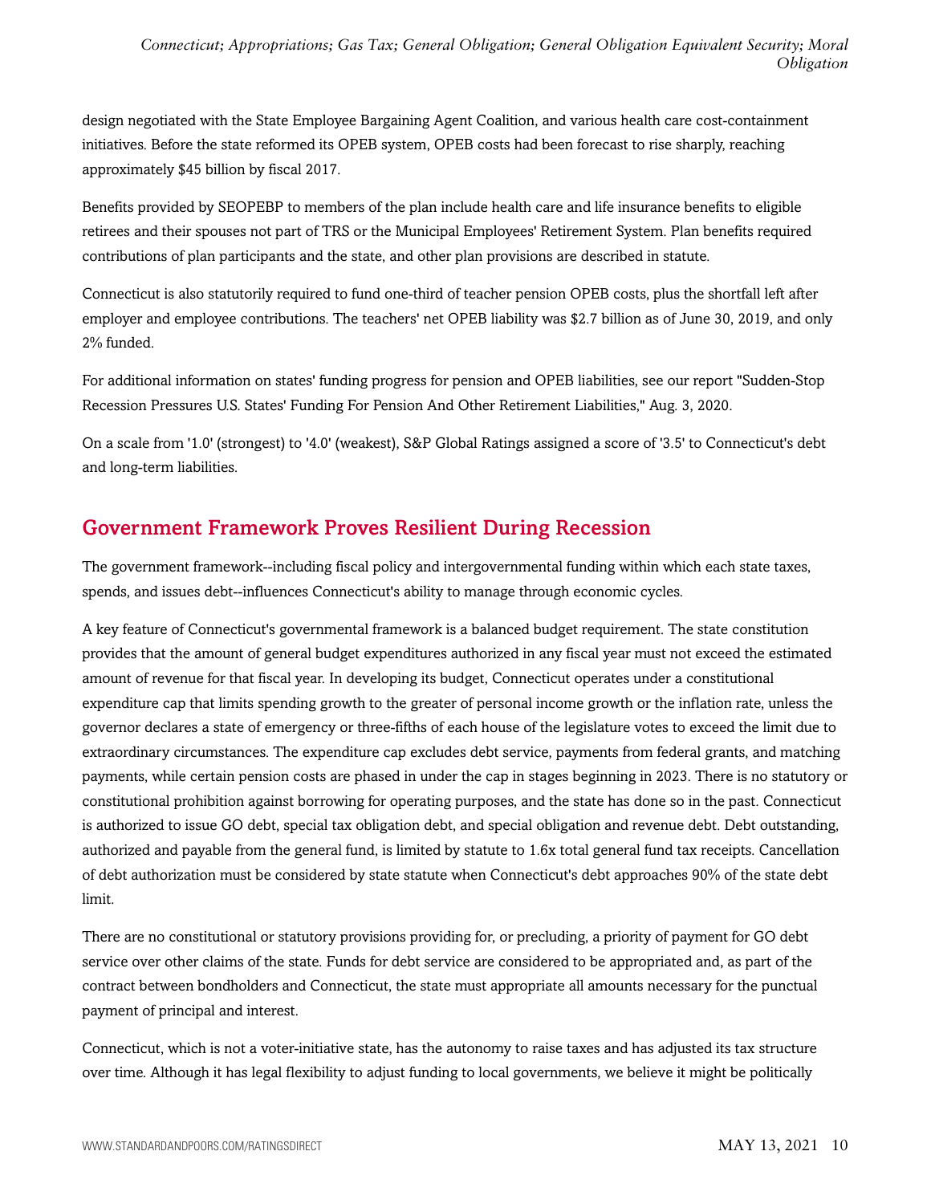design negotiated with the State Employee Bargaining Agent Coalition, and various health care cost-containment initiatives. Before the state reformed its OPEB system, OPEB costs had been forecast to rise sharply, reaching approximately $45 billion by fiscal 2017.

Benefits provided by SEOPEBP to members of the plan include health care and life insurance benefits to eligible retirees and their spouses not part of TRS or the Municipal Employees' Retirement System. Plan benefits required contributions of plan participants and the state, and other plan provisions are described in statute.

Connecticut is also statutorily required to fund one-third of teacher pension OPEB costs, plus the shortfall left after employer and employee contributions. The teachers' net OPEB liability was $2.7 billion as of June 30, 2019, and only 2% funded.

For additional information on states' funding progress for pension and OPEB liabilities, see our report "Sudden-Stop Recession Pressures U.S. States' Funding For Pension And Other Retirement Liabilities," Aug. 3, 2020.

On a scale from '1.0' (strongest) to '4.0' (weakest), S&P Global Ratings assigned a score of '3.5' to Connecticut's debt and long-term liabilities.

## Government Framework Proves Resilient During Recession

The government framework--including fiscal policy and intergovernmental funding within which each state taxes, spends, and issues debt--influences Connecticut's ability to manage through economic cycles.

A key feature of Connecticut's governmental framework is a balanced budget requirement. The state constitution provides that the amount of general budget expenditures authorized in any fiscal year must not exceed the estimated amount of revenue for that fiscal year. In developing its budget, Connecticut operates under a constitutional expenditure cap that limits spending growth to the greater of personal income growth or the inflation rate, unless the governor declares a state of emergency or three-fifths of each house of the legislature votes to exceed the limit due to extraordinary circumstances. The expenditure cap excludes debt service, payments from federal grants, and matching payments, while certain pension costs are phased in under the cap in stages beginning in 2023. There is no statutory or constitutional prohibition against borrowing for operating purposes, and the state has done so in the past. Connecticut is authorized to issue GO debt, special tax obligation debt, and special obligation and revenue debt. Debt outstanding, authorized and payable from the general fund, is limited by statute to 1.6x total general fund tax receipts. Cancellation of debt authorization must be considered by state statute when Connecticut's debt approaches 90% of the state debt limit.

There are no constitutional or statutory provisions providing for, or precluding, a priority of payment for GO debt service over other claims of the state. Funds for debt service are considered to be appropriated and, as part of the contract between bondholders and Connecticut, the state must appropriate all amounts necessary for the punctual payment of principal and interest.

Connecticut, which is not a voter-initiative state, has the autonomy to raise taxes and has adjusted its tax structure over time. Although it has legal flexibility to adjust funding to local governments, we believe it might be politically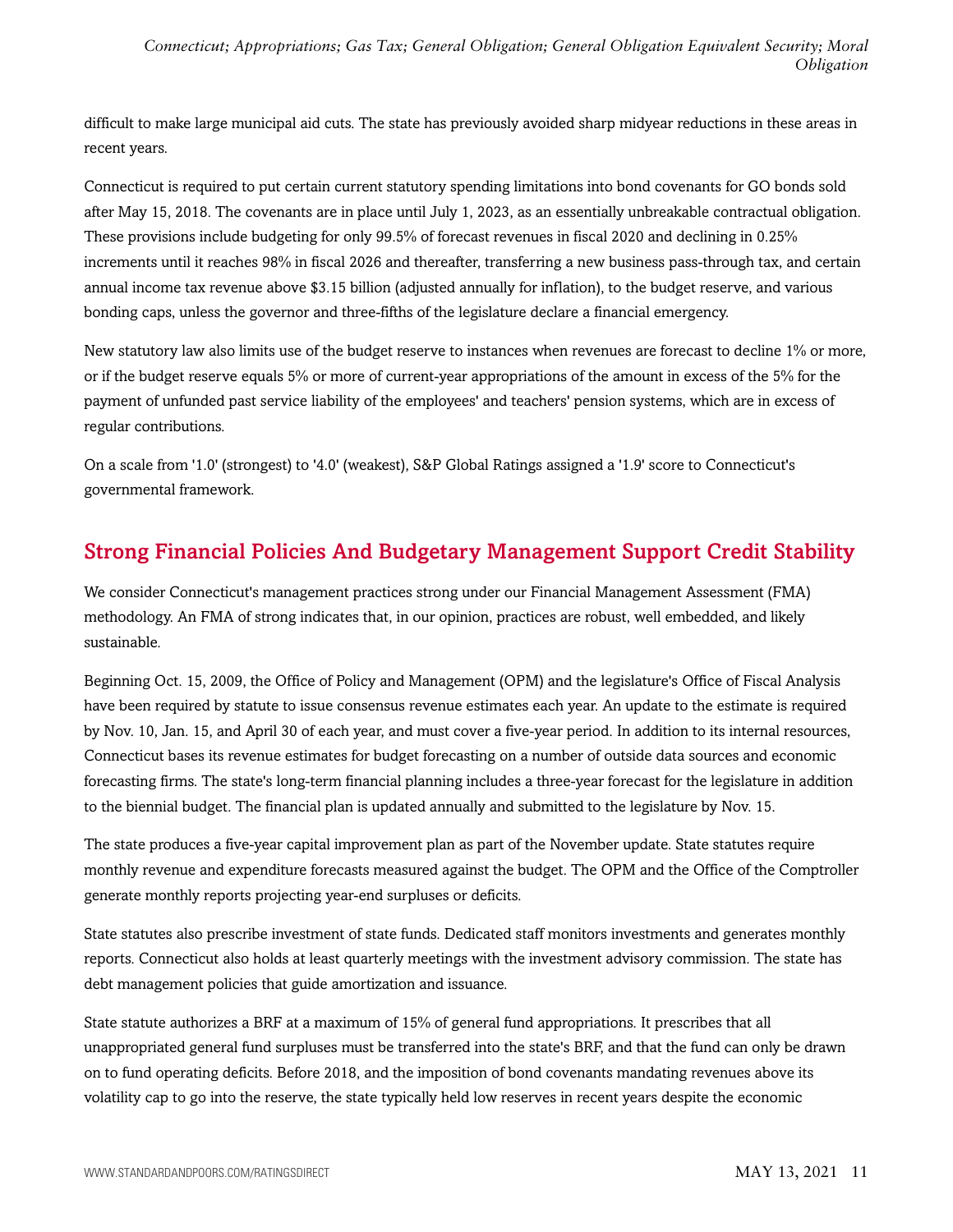difficult to make large municipal aid cuts. The state has previously avoided sharp midyear reductions in these areas in recent years.

Connecticut is required to put certain current statutory spending limitations into bond covenants for GO bonds sold after May 15, 2018. The covenants are in place until July 1, 2023, as an essentially unbreakable contractual obligation. These provisions include budgeting for only 99.5% of forecast revenues in fiscal 2020 and declining in 0.25% increments until it reaches 98% in fiscal 2026 and thereafter, transferring a new business pass-through tax, and certain annual income tax revenue above $3.15 billion (adjusted annually for inflation), to the budget reserve, and various bonding caps, unless the governor and three-fifths of the legislature declare a financial emergency.

New statutory law also limits use of the budget reserve to instances when revenues are forecast to decline 1% or more, or if the budget reserve equals 5% or more of current-year appropriations of the amount in excess of the 5% for the payment of unfunded past service liability of the employees' and teachers' pension systems, which are in excess of regular contributions.

On a scale from '1.0' (strongest) to '4.0' (weakest), S&P Global Ratings assigned a '1.9' score to Connecticut's governmental framework.

## Strong Financial Policies And Budgetary Management Support Credit Stability

We consider Connecticut's management practices strong under our Financial Management Assessment (FMA) methodology. An FMA of strong indicates that, in our opinion, practices are robust, well embedded, and likely sustainable.

Beginning Oct. 15, 2009, the Office of Policy and Management (OPM) and the legislature's Office of Fiscal Analysis have been required by statute to issue consensus revenue estimates each year. An update to the estimate is required by Nov. 10, Jan. 15, and April 30 of each year, and must cover a five-year period. In addition to its internal resources, Connecticut bases its revenue estimates for budget forecasting on a number of outside data sources and economic forecasting firms. The state's long-term financial planning includes a three-year forecast for the legislature in addition to the biennial budget. The financial plan is updated annually and submitted to the legislature by Nov. 15.

The state produces a five-year capital improvement plan as part of the November update. State statutes require monthly revenue and expenditure forecasts measured against the budget. The OPM and the Office of the Comptroller generate monthly reports projecting year-end surpluses or deficits.

State statutes also prescribe investment of state funds. Dedicated staff monitors investments and generates monthly reports. Connecticut also holds at least quarterly meetings with the investment advisory commission. The state has debt management policies that guide amortization and issuance.

State statute authorizes a BRF at a maximum of 15% of general fund appropriations. It prescribes that all unappropriated general fund surpluses must be transferred into the state's BRF, and that the fund can only be drawn on to fund operating deficits. Before 2018, and the imposition of bond covenants mandating revenues above its volatility cap to go into the reserve, the state typically held low reserves in recent years despite the economic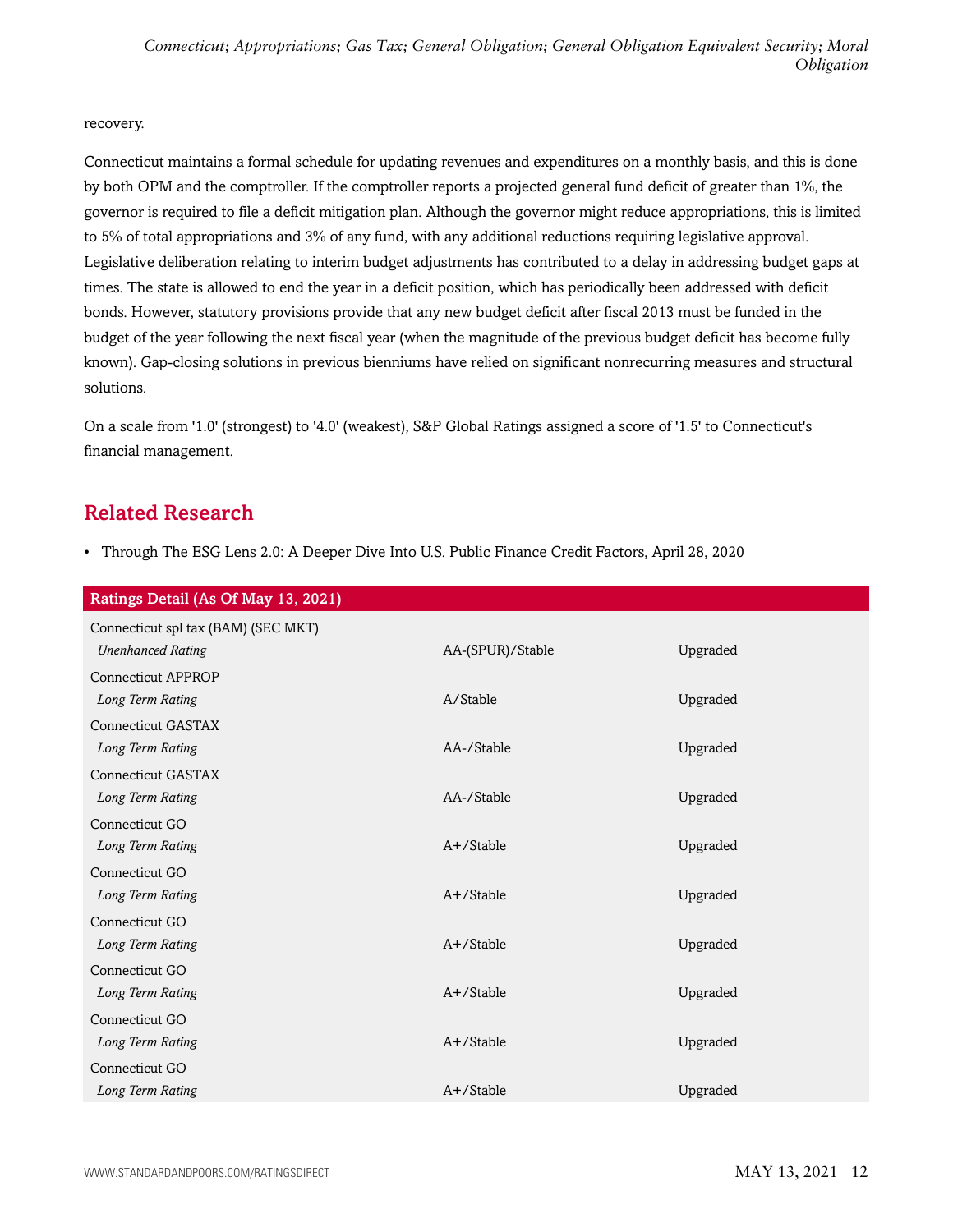recovery.

Connecticut maintains a formal schedule for updating revenues and expenditures on a monthly basis, and this is done by both OPM and the comptroller. If the comptroller reports a projected general fund deficit of greater than 1%, the governor is required to file a deficit mitigation plan. Although the governor might reduce appropriations, this is limited to 5% of total appropriations and 3% of any fund, with any additional reductions requiring legislative approval. Legislative deliberation relating to interim budget adjustments has contributed to a delay in addressing budget gaps at times. The state is allowed to end the year in a deficit position, which has periodically been addressed with deficit bonds. However, statutory provisions provide that any new budget deficit after fiscal 2013 must be funded in the budget of the year following the next fiscal year (when the magnitude of the previous budget deficit has become fully known). Gap-closing solutions in previous bienniums have relied on significant nonrecurring measures and structural solutions.

On a scale from '1.0' (strongest) to '4.0' (weakest), S&P Global Ratings assigned a score of '1.5' to Connecticut's financial management.

## Related Research

- Through The ESG Lens 2.0: A Deeper Dive Into U.S. Public Finance Credit Factors, April 28, 2020

| Ratings Detail (As Of May 13, 2021) | | |
|---|---|---|
| Connecticut spl tax (BAM) (SEC MKT) | | |
| *Unenhanced Rating* | AA-(SPUR)/Stable | Upgraded |
| Connecticut APPROP | | |
| *Long Term Rating* | A/Stable | Upgraded |
| Connecticut GASTAX | | |
| *Long Term Rating* | AA-/Stable | Upgraded |
| Connecticut GASTAX | | |
| *Long Term Rating* | AA-/Stable | Upgraded |
| Connecticut GO | | |
| *Long Term Rating* | A+/Stable | Upgraded |
| Connecticut GO | | |
| *Long Term Rating* | A+/Stable | Upgraded |
| Connecticut GO | | |
| *Long Term Rating* | A+/Stable | Upgraded |
| Connecticut GO | | |
| *Long Term Rating* | A+/Stable | Upgraded |
| Connecticut GO | | |
| *Long Term Rating* | A+/Stable | Upgraded |
| Connecticut GO | | |
| *Long Term Rating* | A+/Stable | Upgraded |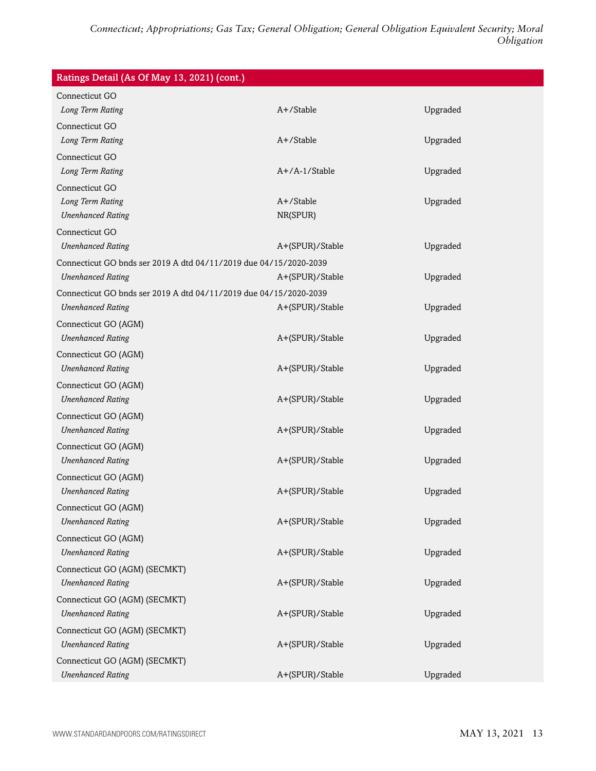| Ratings Detail (As Of May 13, 2021) (cont.) | | |
|---|---|---|
| Connecticut GO | | |
| *Long Term Rating* | A+/Stable | Upgraded |
| Connecticut GO | | |
| *Long Term Rating* | A+/Stable | Upgraded |
| Connecticut GO | | |
| *Long Term Rating* | A+/A-1/Stable | Upgraded |
| Connecticut GO | | |
| *Long Term Rating* | A+/Stable | Upgraded |
| *Unenhanced Rating* | NR(SPUR) | |
| Connecticut GO | | |
| *Unenhanced Rating* | A+(SPUR)/Stable | Upgraded |
| Connecticut GO bnds ser 2019 A dtd 04/11/2019 due 04/15/2020-2039 | | |
| *Unenhanced Rating* | A+(SPUR)/Stable | Upgraded |
| Connecticut GO bnds ser 2019 A dtd 04/11/2019 due 04/15/2020-2039 | | |
| *Unenhanced Rating* | A+(SPUR)/Stable | Upgraded |
| Connecticut GO (AGM) | | |
| *Unenhanced Rating* | A+(SPUR)/Stable | Upgraded |
| Connecticut GO (AGM) | | |
| *Unenhanced Rating* | A+(SPUR)/Stable | Upgraded |
| Connecticut GO (AGM) | | |
| *Unenhanced Rating* | A+(SPUR)/Stable | Upgraded |
| Connecticut GO (AGM) | | |
| *Unenhanced Rating* | A+(SPUR)/Stable | Upgraded |
| Connecticut GO (AGM) | | |
| *Unenhanced Rating* | A+(SPUR)/Stable | Upgraded |
| Connecticut GO (AGM) | | |
| *Unenhanced Rating* | A+(SPUR)/Stable | Upgraded |
| Connecticut GO (AGM) | | |
| *Unenhanced Rating* | A+(SPUR)/Stable | Upgraded |
| Connecticut GO (AGM) | | |
| *Unenhanced Rating* | A+(SPUR)/Stable | Upgraded |
| Connecticut GO (AGM) (SECMKT) | | |
| *Unenhanced Rating* | A+(SPUR)/Stable | Upgraded |
| Connecticut GO (AGM) (SECMKT) | | |
| *Unenhanced Rating* | A+(SPUR)/Stable | Upgraded |
| Connecticut GO (AGM) (SECMKT) | | |
| *Unenhanced Rating* | A+(SPUR)/Stable | Upgraded |
| Connecticut GO (AGM) (SECMKT) | | |
| *Unenhanced Rating* | A+(SPUR)/Stable | Upgraded |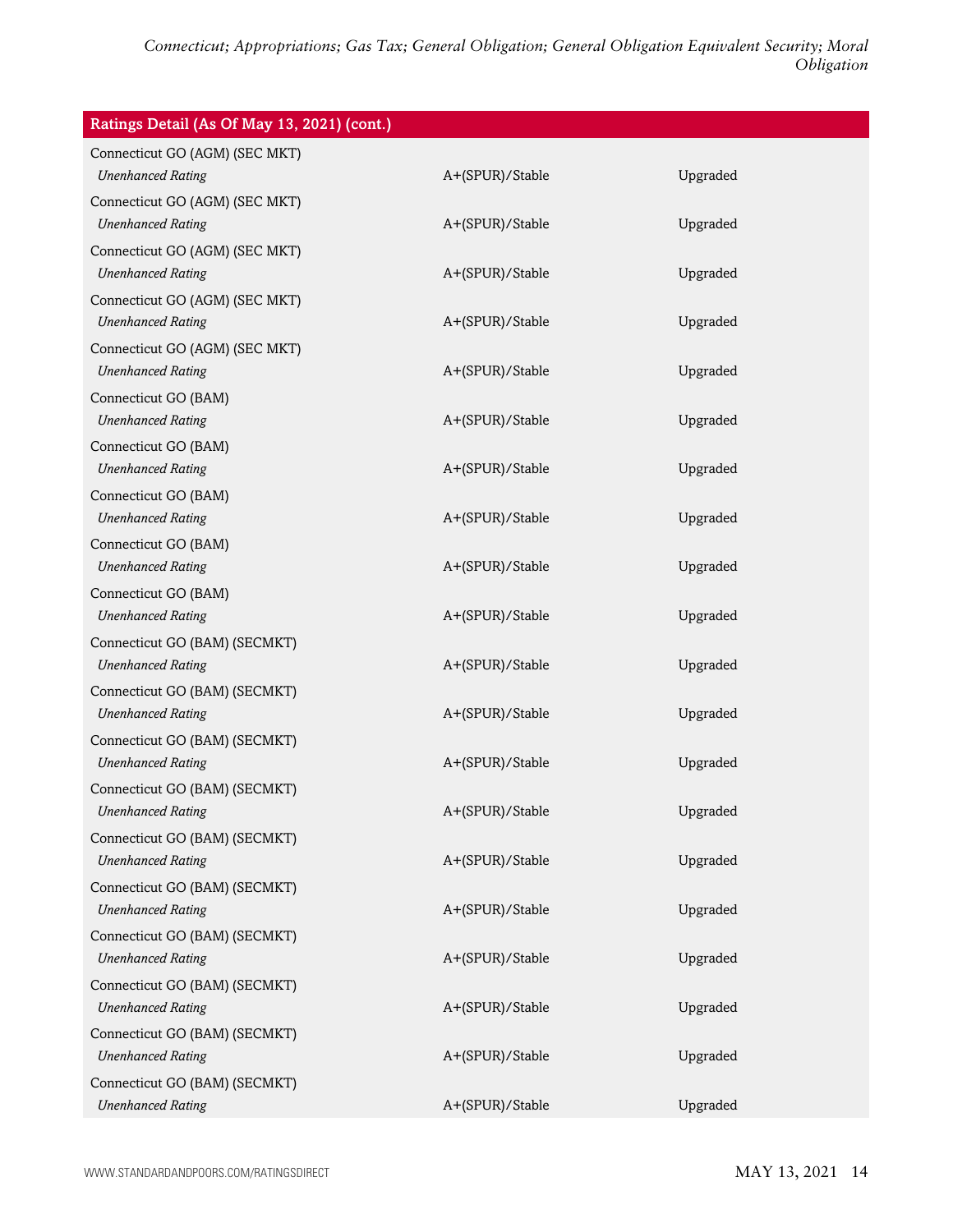| Ratings Detail (As Of May 13, 2021) (cont.) | | |
|---|---|---|
| Connecticut GO (AGM) (SEC MKT) | | |
| *Unenhanced Rating* | A+(SPUR)/Stable | Upgraded |
| Connecticut GO (AGM) (SEC MKT) | | |
| *Unenhanced Rating* | A+(SPUR)/Stable | Upgraded |
| Connecticut GO (AGM) (SEC MKT) | | |
| *Unenhanced Rating* | A+(SPUR)/Stable | Upgraded |
| Connecticut GO (AGM) (SEC MKT) | | |
| *Unenhanced Rating* | A+(SPUR)/Stable | Upgraded |
| Connecticut GO (AGM) (SEC MKT) | | |
| *Unenhanced Rating* | A+(SPUR)/Stable | Upgraded |
| Connecticut GO (BAM) | | |
| *Unenhanced Rating* | A+(SPUR)/Stable | Upgraded |
| Connecticut GO (BAM) | | |
| *Unenhanced Rating* | A+(SPUR)/Stable | Upgraded |
| Connecticut GO (BAM) | | |
| *Unenhanced Rating* | A+(SPUR)/Stable | Upgraded |
| Connecticut GO (BAM) | | |
| *Unenhanced Rating* | A+(SPUR)/Stable | Upgraded |
| Connecticut GO (BAM) | | |
| *Unenhanced Rating* | A+(SPUR)/Stable | Upgraded |
| Connecticut GO (BAM) (SECMKT) | | |
| *Unenhanced Rating* | A+(SPUR)/Stable | Upgraded |
| Connecticut GO (BAM) (SECMKT) | | |
| *Unenhanced Rating* | A+(SPUR)/Stable | Upgraded |
| Connecticut GO (BAM) (SECMKT) | | |
| *Unenhanced Rating* | A+(SPUR)/Stable | Upgraded |
| Connecticut GO (BAM) (SECMKT) | | |
| *Unenhanced Rating* | A+(SPUR)/Stable | Upgraded |
| Connecticut GO (BAM) (SECMKT) | | |
| *Unenhanced Rating* | A+(SPUR)/Stable | Upgraded |
| Connecticut GO (BAM) (SECMKT) | | |
| *Unenhanced Rating* | A+(SPUR)/Stable | Upgraded |
| Connecticut GO (BAM) (SECMKT) | | |
| *Unenhanced Rating* | A+(SPUR)/Stable | Upgraded |
| Connecticut GO (BAM) (SECMKT) | | |
| *Unenhanced Rating* | A+(SPUR)/Stable | Upgraded |
| Connecticut GO (BAM) (SECMKT) | | |
| *Unenhanced Rating* | A+(SPUR)/Stable | Upgraded |
| Connecticut GO (BAM) (SECMKT) | | |
| *Unenhanced Rating* | A+(SPUR)/Stable | Upgraded |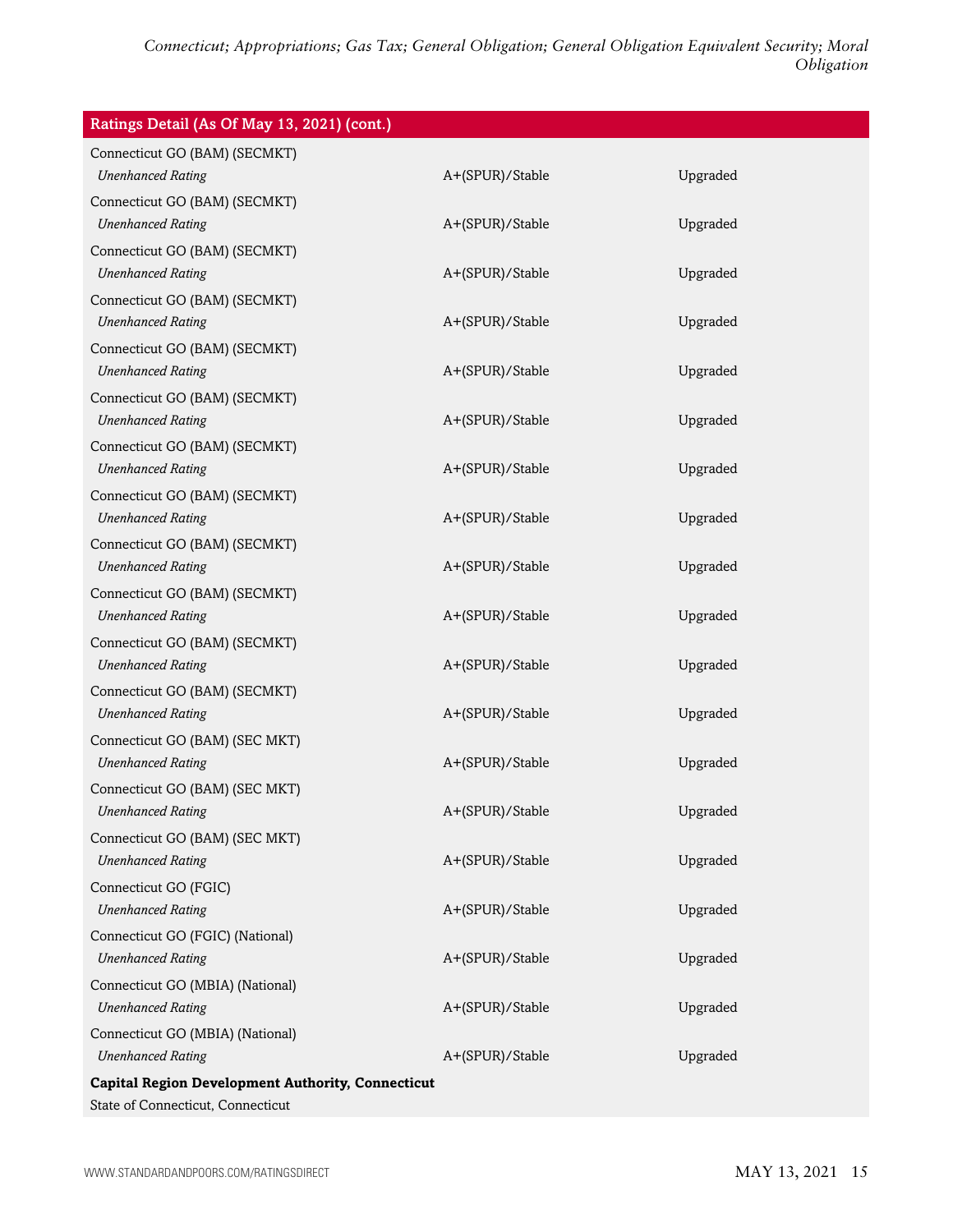| Ratings Detail (As Of May 13, 2021) (cont.) | | |
|---|---|---|
| Connecticut GO (BAM) (SECMKT) | | |
| *Unenhanced Rating* | A+(SPUR)/Stable | Upgraded |
| Connecticut GO (BAM) (SECMKT) | | |
| *Unenhanced Rating* | A+(SPUR)/Stable | Upgraded |
| Connecticut GO (BAM) (SECMKT) | | |
| *Unenhanced Rating* | A+(SPUR)/Stable | Upgraded |
| Connecticut GO (BAM) (SECMKT) | | |
| *Unenhanced Rating* | A+(SPUR)/Stable | Upgraded |
| Connecticut GO (BAM) (SECMKT) | | |
| *Unenhanced Rating* | A+(SPUR)/Stable | Upgraded |
| Connecticut GO (BAM) (SECMKT) | | |
| *Unenhanced Rating* | A+(SPUR)/Stable | Upgraded |
| Connecticut GO (BAM) (SECMKT) | | |
| *Unenhanced Rating* | A+(SPUR)/Stable | Upgraded |
| Connecticut GO (BAM) (SECMKT) | | |
| *Unenhanced Rating* | A+(SPUR)/Stable | Upgraded |
| Connecticut GO (BAM) (SECMKT) | | |
| *Unenhanced Rating* | A+(SPUR)/Stable | Upgraded |
| Connecticut GO (BAM) (SECMKT) | | |
| *Unenhanced Rating* | A+(SPUR)/Stable | Upgraded |
| Connecticut GO (BAM) (SECMKT) | | |
| *Unenhanced Rating* | A+(SPUR)/Stable | Upgraded |
| Connecticut GO (BAM) (SECMKT) | | |
| *Unenhanced Rating* | A+(SPUR)/Stable | Upgraded |
| Connecticut GO (BAM) (SEC MKT) | | |
| *Unenhanced Rating* | A+(SPUR)/Stable | Upgraded |
| Connecticut GO (BAM) (SEC MKT) | | |
| *Unenhanced Rating* | A+(SPUR)/Stable | Upgraded |
| Connecticut GO (BAM) (SEC MKT) | | |
| *Unenhanced Rating* | A+(SPUR)/Stable | Upgraded |
| Connecticut GO (FGIC) | | |
| *Unenhanced Rating* | A+(SPUR)/Stable | Upgraded |
| Connecticut GO (FGIC) (National) | | |
| *Unenhanced Rating* | A+(SPUR)/Stable | Upgraded |
| Connecticut GO (MBIA) (National) | | |
| *Unenhanced Rating* | A+(SPUR)/Stable | Upgraded |
| Connecticut GO (MBIA) (National) | | |
| *Unenhanced Rating* | A+(SPUR)/Stable | Upgraded |
| **Capital Region Development Authority, Connecticut** | | |
| State of Connecticut, Connecticut | | |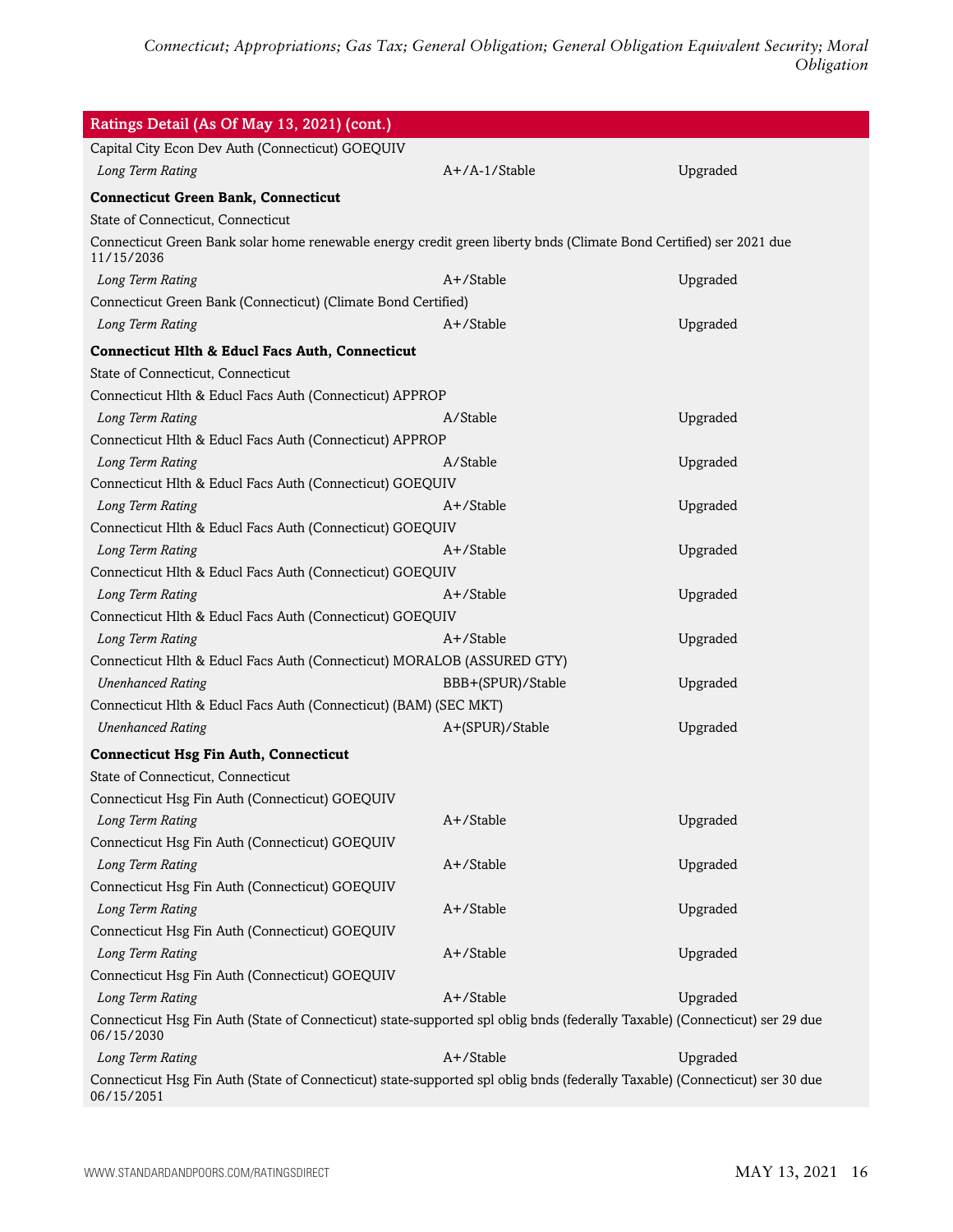| Ratings Detail (As Of May 13, 2021) (cont.) | | |
|---|---|---|
| Capital City Econ Dev Auth (Connecticut) GOEQUIV | | |
| *Long Term Rating* | A+/A-1/Stable | Upgraded |
| **Connecticut Green Bank, Connecticut** | | |
| State of Connecticut, Connecticut | | |
| Connecticut Green Bank solar home renewable energy credit green liberty bnds (Climate Bond Certified) ser 2021 due 11/15/2036 | | |
| *Long Term Rating* | A+/Stable | Upgraded |
| Connecticut Green Bank (Connecticut) (Climate Bond Certified) | | |
| *Long Term Rating* | A+/Stable | Upgraded |
| **Connecticut Hlth & Educl Facs Auth, Connecticut** | | |
| State of Connecticut, Connecticut | | |
| Connecticut Hlth & Educl Facs Auth (Connecticut) APPROP | | |
| *Long Term Rating* | A/Stable | Upgraded |
| Connecticut Hlth & Educl Facs Auth (Connecticut) APPROP | | |
| *Long Term Rating* | A/Stable | Upgraded |
| Connecticut Hlth & Educl Facs Auth (Connecticut) GOEQUIV | | |
| *Long Term Rating* | A+/Stable | Upgraded |
| Connecticut Hlth & Educl Facs Auth (Connecticut) GOEQUIV | | |
| *Long Term Rating* | A+/Stable | Upgraded |
| Connecticut Hlth & Educl Facs Auth (Connecticut) GOEQUIV | | |
| *Long Term Rating* | A+/Stable | Upgraded |
| Connecticut Hlth & Educl Facs Auth (Connecticut) GOEQUIV | | |
| *Long Term Rating* | A+/Stable | Upgraded |
| Connecticut Hlth & Educl Facs Auth (Connecticut) MORALOB (ASSURED GTY) | | |
| *Unenhanced Rating* | BBB+(SPUR)/Stable | Upgraded |
| Connecticut Hlth & Educl Facs Auth (Connecticut) (BAM) (SEC MKT) | | |
| *Unenhanced Rating* | A+(SPUR)/Stable | Upgraded |
| **Connecticut Hsg Fin Auth, Connecticut** | | |
| State of Connecticut, Connecticut | | |
| Connecticut Hsg Fin Auth (Connecticut) GOEQUIV | | |
| *Long Term Rating* | A+/Stable | Upgraded |
| Connecticut Hsg Fin Auth (Connecticut) GOEQUIV | | |
| *Long Term Rating* | A+/Stable | Upgraded |
| Connecticut Hsg Fin Auth (Connecticut) GOEQUIV | | |
| *Long Term Rating* | A+/Stable | Upgraded |
| Connecticut Hsg Fin Auth (Connecticut) GOEQUIV | | |
| *Long Term Rating* | A+/Stable | Upgraded |
| Connecticut Hsg Fin Auth (Connecticut) GOEQUIV | | |
| *Long Term Rating* | A+/Stable | Upgraded |
| Connecticut Hsg Fin Auth (State of Connecticut) state-supported spl oblig bnds (federally Taxable) (Connecticut) ser 29 due 06/15/2030 | | |
| *Long Term Rating* | A+/Stable | Upgraded |
| Connecticut Hsg Fin Auth (State of Connecticut) state-supported spl oblig bnds (federally Taxable) (Connecticut) ser 30 due 06/15/2051 | | |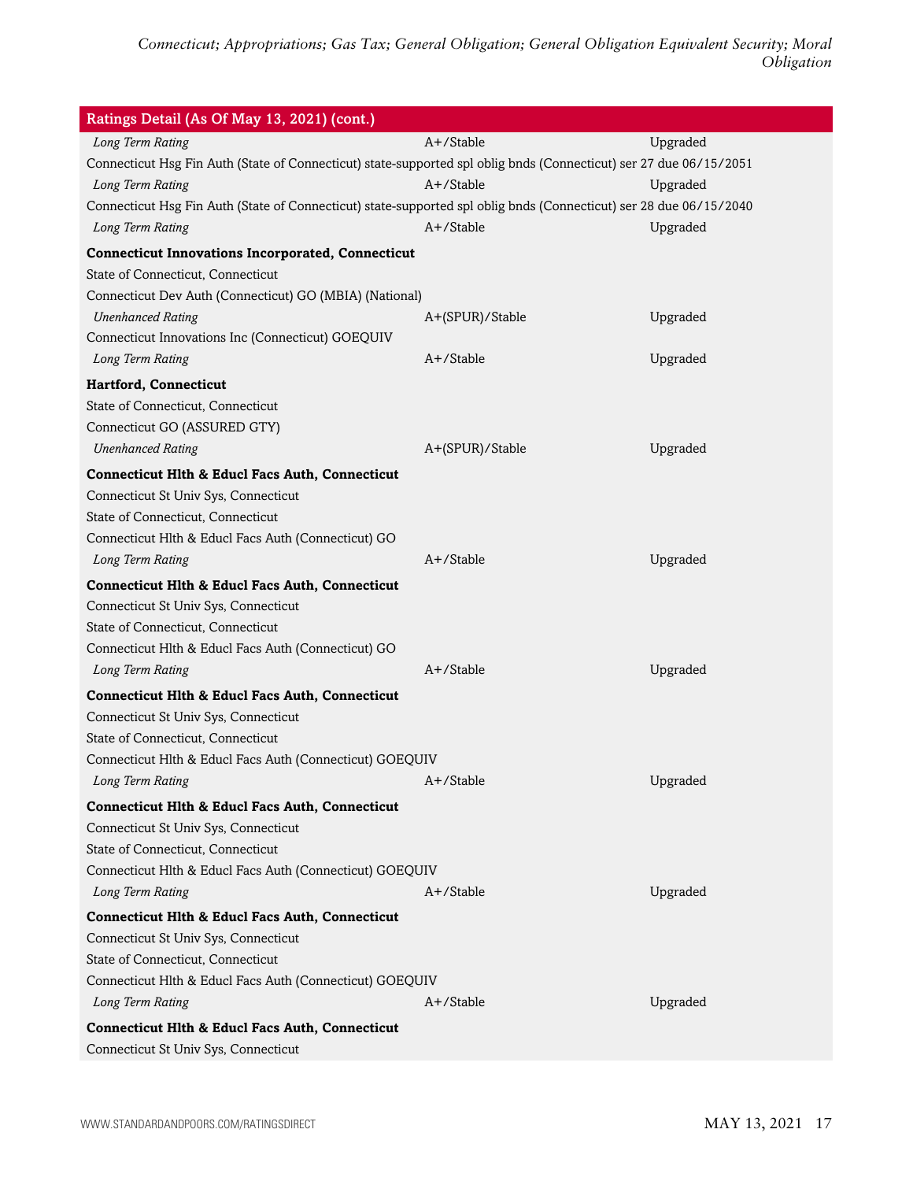| Ratings Detail (As Of May 13, 2021) (cont.) | | |
|---|---|---|
| *Long Term Rating* | A+/Stable | Upgraded |
| Connecticut Hsg Fin Auth (State of Connecticut) state-supported spl oblig bnds (Connecticut) ser 27 due 06/15/2051 | | |
| *Long Term Rating* | A+/Stable | Upgraded |
| Connecticut Hsg Fin Auth (State of Connecticut) state-supported spl oblig bnds (Connecticut) ser 28 due 06/15/2040 | | |
| *Long Term Rating* | A+/Stable | Upgraded |
| **Connecticut Innovations Incorporated, Connecticut** | | |
| State of Connecticut, Connecticut | | |
| Connecticut Dev Auth (Connecticut) GO (MBIA) (National) | | |
| *Unenhanced Rating* | A+(SPUR)/Stable | Upgraded |
| Connecticut Innovations Inc (Connecticut) GOEQUIV | | |
| *Long Term Rating* | A+/Stable | Upgraded |
| **Hartford, Connecticut** | | |
| State of Connecticut, Connecticut | | |
| Connecticut GO (ASSURED GTY) | | |
| *Unenhanced Rating* | A+(SPUR)/Stable | Upgraded |
| **Connecticut Hlth & Educl Facs Auth, Connecticut** | | |
| Connecticut St Univ Sys, Connecticut | | |
| State of Connecticut, Connecticut | | |
| Connecticut Hlth & Educl Facs Auth (Connecticut) GO | | |
| *Long Term Rating* | A+/Stable | Upgraded |
| **Connecticut Hlth & Educl Facs Auth, Connecticut** | | |
| Connecticut St Univ Sys, Connecticut | | |
| State of Connecticut, Connecticut | | |
| Connecticut Hlth & Educl Facs Auth (Connecticut) GO | | |
| *Long Term Rating* | A+/Stable | Upgraded |
| **Connecticut Hlth & Educl Facs Auth, Connecticut** | | |
| Connecticut St Univ Sys, Connecticut | | |
| State of Connecticut, Connecticut | | |
| Connecticut Hlth & Educl Facs Auth (Connecticut) GOEQUIV | | |
| *Long Term Rating* | A+/Stable | Upgraded |
| **Connecticut Hlth & Educl Facs Auth, Connecticut** | | |
| Connecticut St Univ Sys, Connecticut | | |
| State of Connecticut, Connecticut | | |
| Connecticut Hlth & Educl Facs Auth (Connecticut) GOEQUIV | | |
| *Long Term Rating* | A+/Stable | Upgraded |
| **Connecticut Hlth & Educl Facs Auth, Connecticut** | | |
| Connecticut St Univ Sys, Connecticut | | |
| State of Connecticut, Connecticut | | |
| Connecticut Hlth & Educl Facs Auth (Connecticut) GOEQUIV | | |
| *Long Term Rating* | A+/Stable | Upgraded |
| **Connecticut Hlth & Educl Facs Auth, Connecticut** | | |
| Connecticut St Univ Sys, Connecticut | | |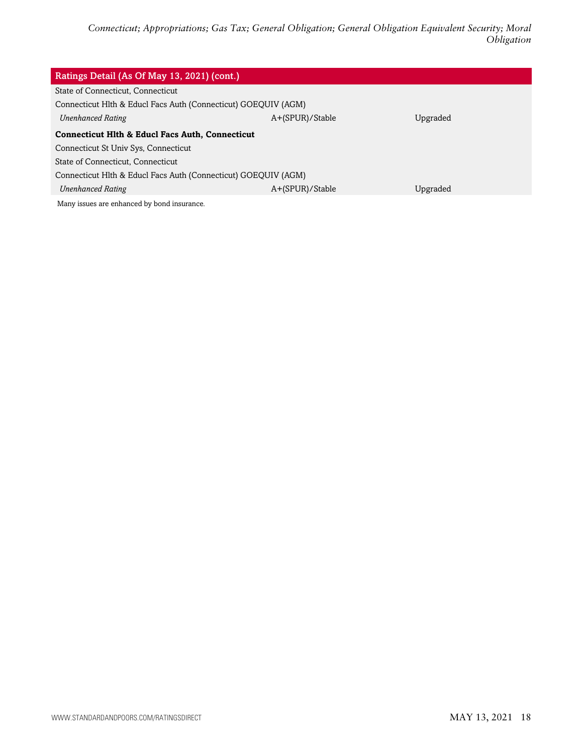| Ratings Detail (As Of May 13, 2021) (cont.) | | |
|---|---|---|
| State of Connecticut, Connecticut | | |
| Connecticut Hlth & Educl Facs Auth (Connecticut) GOEQUIV (AGM) | | |
| *Unenhanced Rating* | A+(SPUR)/Stable | Upgraded |
| **Connecticut Hlth & Educl Facs Auth, Connecticut** | | |
| Connecticut St Univ Sys, Connecticut | | |
| State of Connecticut, Connecticut | | |
| Connecticut Hlth & Educl Facs Auth (Connecticut) GOEQUIV (AGM) | | |
| *Unenhanced Rating* | A+(SPUR)/Stable | Upgraded |

Many issues are enhanced by bond insurance.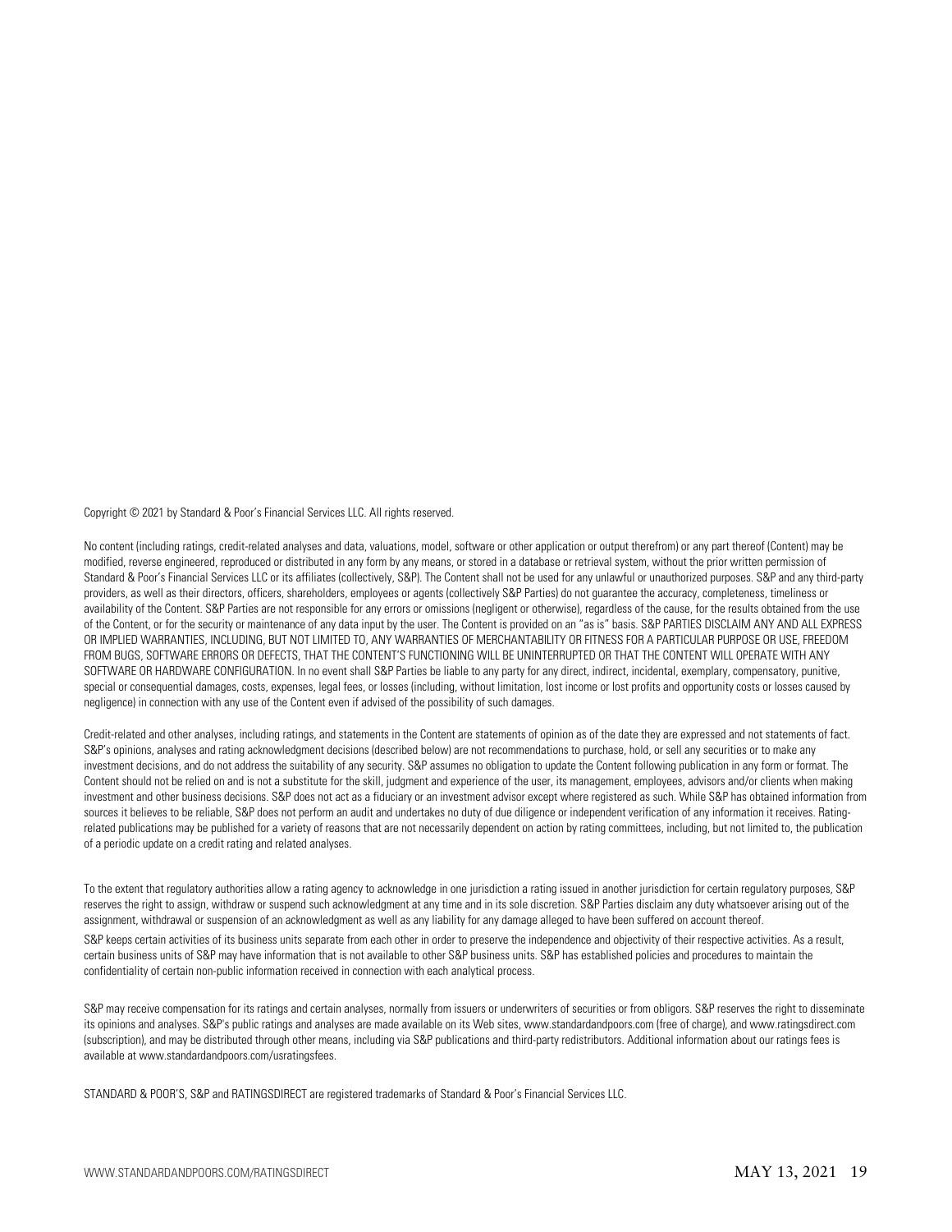Copyright © 2021 by Standard & Poor's Financial Services LLC. All rights reserved.

No content (including ratings, credit-related analyses and data, valuations, model, software or other application or output therefrom) or any part thereof (Content) may be modified, reverse engineered, reproduced or distributed in any form by any means, or stored in a database or retrieval system, without the prior written permission of Standard & Poor's Financial Services LLC or its affiliates (collectively, S&P). The Content shall not be used for any unlawful or unauthorized purposes. S&P and any third-party providers, as well as their directors, officers, shareholders, employees or agents (collectively S&P Parties) do not guarantee the accuracy, completeness, timeliness or availability of the Content. S&P Parties are not responsible for any errors or omissions (negligent or otherwise), regardless of the cause, for the results obtained from the use of the Content, or for the security or maintenance of any data input by the user. The Content is provided on an "as is" basis. S&P PARTIES DISCLAIM ANY AND ALL EXPRESS OR IMPLIED WARRANTIES, INCLUDING, BUT NOT LIMITED TO, ANY WARRANTIES OF MERCHANTABILITY OR FITNESS FOR A PARTICULAR PURPOSE OR USE, FREEDOM FROM BUGS, SOFTWARE ERRORS OR DEFECTS, THAT THE CONTENT'S FUNCTIONING WILL BE UNINTERRUPTED OR THAT THE CONTENT WILL OPERATE WITH ANY SOFTWARE OR HARDWARE CONFIGURATION. In no event shall S&P Parties be liable to any party for any direct, indirect, incidental, exemplary, compensatory, punitive, special or consequential damages, costs, expenses, legal fees, or losses (including, without limitation, lost income or lost profits and opportunity costs or losses caused by negligence) in connection with any use of the Content even if advised of the possibility of such damages.

Credit-related and other analyses, including ratings, and statements in the Content are statements of opinion as of the date they are expressed and not statements of fact. S&P's opinions, analyses and rating acknowledgment decisions (described below) are not recommendations to purchase, hold, or sell any securities or to make any investment decisions, and do not address the suitability of any security. S&P assumes no obligation to update the Content following publication in any form or format. The Content should not be relied on and is not a substitute for the skill, judgment and experience of the user, its management, employees, advisors and/or clients when making investment and other business decisions. S&P does not act as a fiduciary or an investment advisor except where registered as such. While S&P has obtained information from sources it believes to be reliable, S&P does not perform an audit and undertakes no duty of due diligence or independent verification of any information it receives. Rating-related publications may be published for a variety of reasons that are not necessarily dependent on action by rating committees, including, but not limited to, the publication of a periodic update on a credit rating and related analyses.

To the extent that regulatory authorities allow a rating agency to acknowledge in one jurisdiction a rating issued in another jurisdiction for certain regulatory purposes, S&P reserves the right to assign, withdraw or suspend such acknowledgment at any time and in its sole discretion. S&P Parties disclaim any duty whatsoever arising out of the assignment, withdrawal or suspension of an acknowledgment as well as any liability for any damage alleged to have been suffered on account thereof.

S&P keeps certain activities of its business units separate from each other in order to preserve the independence and objectivity of their respective activities. As a result, certain business units of S&P may have information that is not available to other S&P business units. S&P has established policies and procedures to maintain the confidentiality of certain non-public information received in connection with each analytical process.

S&P may receive compensation for its ratings and certain analyses, normally from issuers or underwriters of securities or from obligors. S&P reserves the right to disseminate its opinions and analyses. S&P's public ratings and analyses are made available on its Web sites, www.standardandpoors.com (free of charge), and www.ratingsdirect.com (subscription), and may be distributed through other means, including via S&P publications and third-party redistributors. Additional information about our ratings fees is available at www.standardandpoors.com/usratingsfees.

STANDARD & POOR'S, S&P and RATINGSDIRECT are registered trademarks of Standard & Poor's Financial Services LLC.